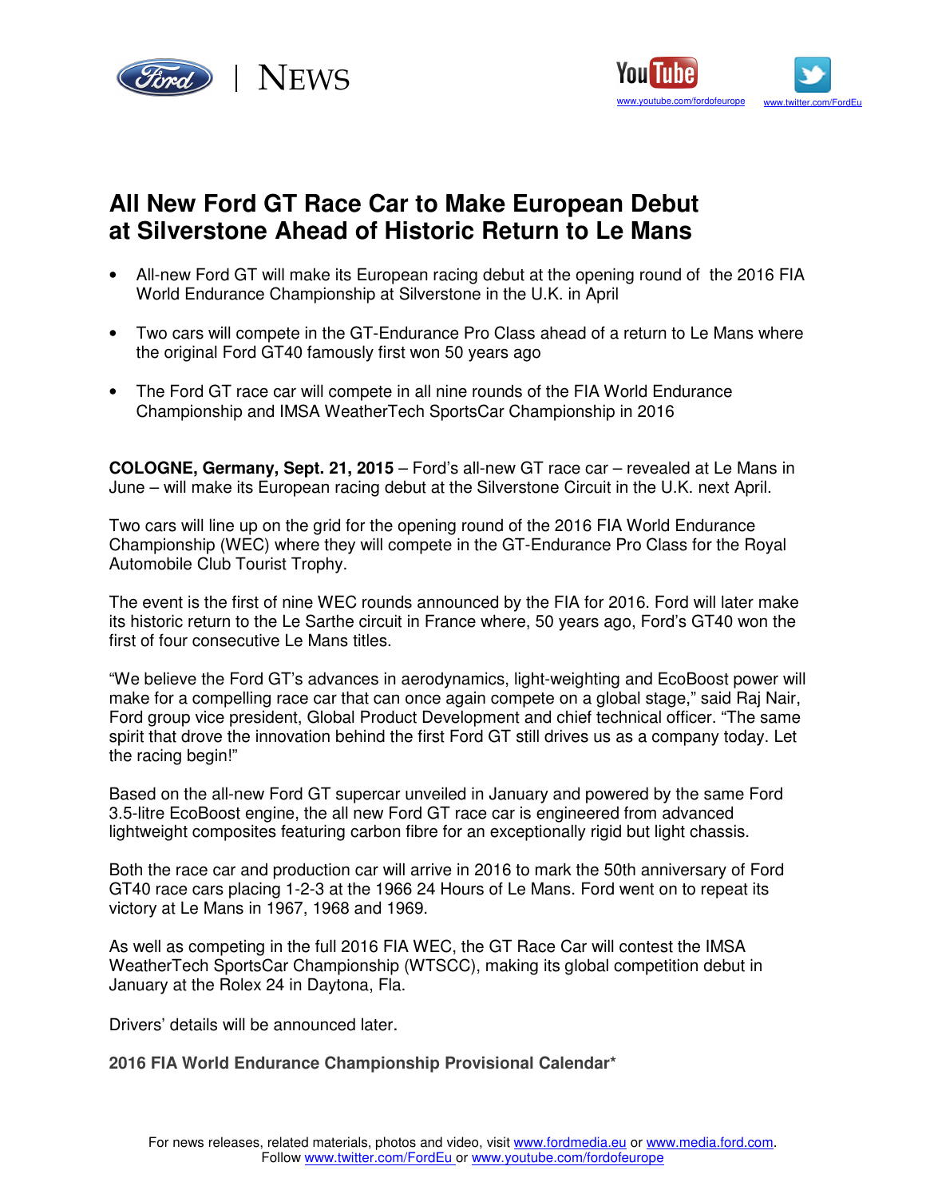Ford | NEWS

# All New Ford GT Race Car to Make European Debut at Silverstone Ahead of Historic Return to Le Mans

- All-new Ford GT will make its European racing debut at the opening round of the 2016 FIA World Endurance Championship at Silverstone in the U.K. in April
- Two cars will compete in the GT-Endurance Pro Class ahead of a return to Le Mans where the original Ford GT40 famously first won 50 years ago
- The Ford GT race car will compete in all nine rounds of the FIA World Endurance Championship and IMSA WeatherTech SportsCar Championship in 2016

**COLOGNE, Germany, Sept. 21, 2015** – Ford's all-new GT race car – revealed at Le Mans in June – will make its European racing debut at the Silverstone Circuit in the U.K. next April.

Two cars will line up on the grid for the opening round of the 2016 FIA World Endurance Championship (WEC) where they will compete in the GT-Endurance Pro Class for the Royal Automobile Club Tourist Trophy.

The event is the first of nine WEC rounds announced by the FIA for 2016. Ford will later make its historic return to the Le Sarthe circuit in France where, 50 years ago, Ford's GT40 won the first of four consecutive Le Mans titles.

"We believe the Ford GT's advances in aerodynamics, light-weighting and EcoBoost power will make for a compelling race car that can once again compete on a global stage," said Raj Nair, Ford group vice president, Global Product Development and chief technical officer. "The same spirit that drove the innovation behind the first Ford GT still drives us as a company today. Let the racing begin!"

Based on the all-new Ford GT supercar unveiled in January and powered by the same Ford 3.5-litre EcoBoost engine, the all new Ford GT race car is engineered from advanced lightweight composites featuring carbon fibre for an exceptionally rigid but light chassis.

Both the race car and production car will arrive in 2016 to mark the 50th anniversary of Ford GT40 race cars placing 1-2-3 at the 1966 24 Hours of Le Mans. Ford went on to repeat its victory at Le Mans in 1967, 1968 and 1969.

As well as competing in the full 2016 FIA WEC, the GT Race Car will contest the IMSA WeatherTech SportsCar Championship (WTSCC), making its global competition debut in January at the Rolex 24 in Daytona, Fla.

Drivers' details will be announced later.

**2016 FIA World Endurance Championship Provisional Calendar***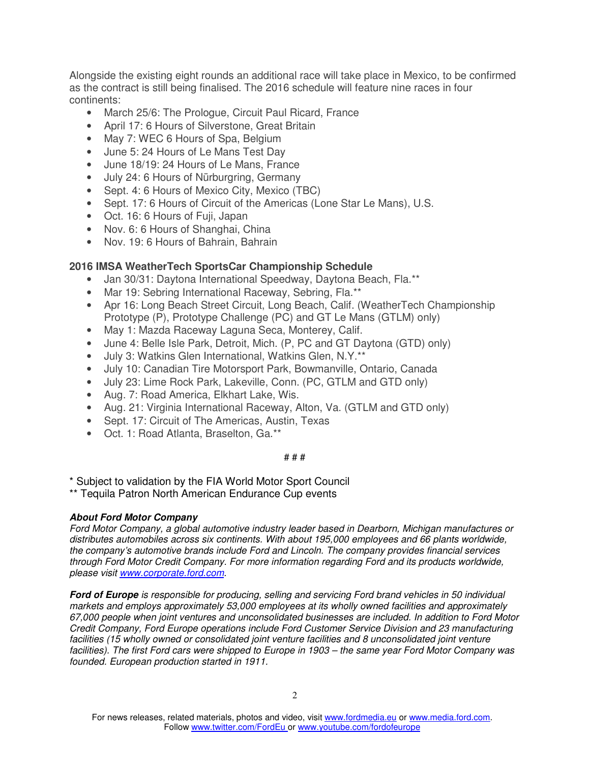Alongside the existing eight rounds an additional race will take place in Mexico, to be confirmed as the contract is still being finalised. The 2016 schedule will feature nine races in four continents:

- March 25/6: The Prologue, Circuit Paul Ricard, France
- April 17: 6 Hours of Silverstone, Great Britain
- May 7: WEC 6 Hours of Spa, Belgium
- June 5: 24 Hours of Le Mans Test Day
- June 18/19: 24 Hours of Le Mans, France
- July 24: 6 Hours of Nürburgring, Germany
- Sept. 4: 6 Hours of Mexico City, Mexico (TBC)
- Sept. 17: 6 Hours of Circuit of the Americas (Lone Star Le Mans), U.S.
- Oct. 16: 6 Hours of Fuji, Japan
- Nov. 6: 6 Hours of Shanghai, China
- Nov. 19: 6 Hours of Bahrain, Bahrain

**2016 IMSA WeatherTech SportsCar Championship Schedule**

- Jan 30/31: Daytona International Speedway, Daytona Beach, Fla.**
- Mar 19: Sebring International Raceway, Sebring, Fla.**
- Apr 16: Long Beach Street Circuit, Long Beach, Calif. (WeatherTech Championship Prototype (P), Prototype Challenge (PC) and GT Le Mans (GTLM) only)
- May 1: Mazda Raceway Laguna Seca, Monterey, Calif.
- June 4: Belle Isle Park, Detroit, Mich. (P, PC and GT Daytona (GTD) only)
- July 3: Watkins Glen International, Watkins Glen, N.Y.**
- July 10: Canadian Tire Motorsport Park, Bowmanville, Ontario, Canada
- July 23: Lime Rock Park, Lakeville, Conn. (PC, GTLM and GTD only)
- Aug. 7: Road America, Elkhart Lake, Wis.
- Aug. 21: Virginia International Raceway, Alton, Va. (GTLM and GTD only)
- Sept. 17: Circuit of The Americas, Austin, Texas
- Oct. 1: Road Atlanta, Braselton, Ga.**

# # #

* Subject to validation by the FIA World Motor Sport Council
** Tequila Patron North American Endurance Cup events

***About Ford Motor Company***
*Ford Motor Company, a global automotive industry leader based in Dearborn, Michigan manufactures or distributes automobiles across six continents. With about 195,000 employees and 66 plants worldwide, the company's automotive brands include Ford and Lincoln. The company provides financial services through Ford Motor Credit Company. For more information regarding Ford and its products worldwide, please visit [www.corporate.ford.com](http://www.corporate.ford.com).*

***Ford of Europe*** *is responsible for producing, selling and servicing Ford brand vehicles in 50 individual markets and employs approximately 53,000 employees at its wholly owned facilities and approximately 67,000 people when joint ventures and unconsolidated businesses are included. In addition to Ford Motor Credit Company, Ford Europe operations include Ford Customer Service Division and 23 manufacturing facilities (15 wholly owned or consolidated joint venture facilities and 8 unconsolidated joint venture facilities). The first Ford cars were shipped to Europe in 1903 – the same year Ford Motor Company was founded. European production started in 1911.*

For news releases, related materials, photos and video, visit www.fordmedia.eu or www.media.ford.com.
Follow www.twitter.com/FordEu or www.youtube.com/fordofeurope